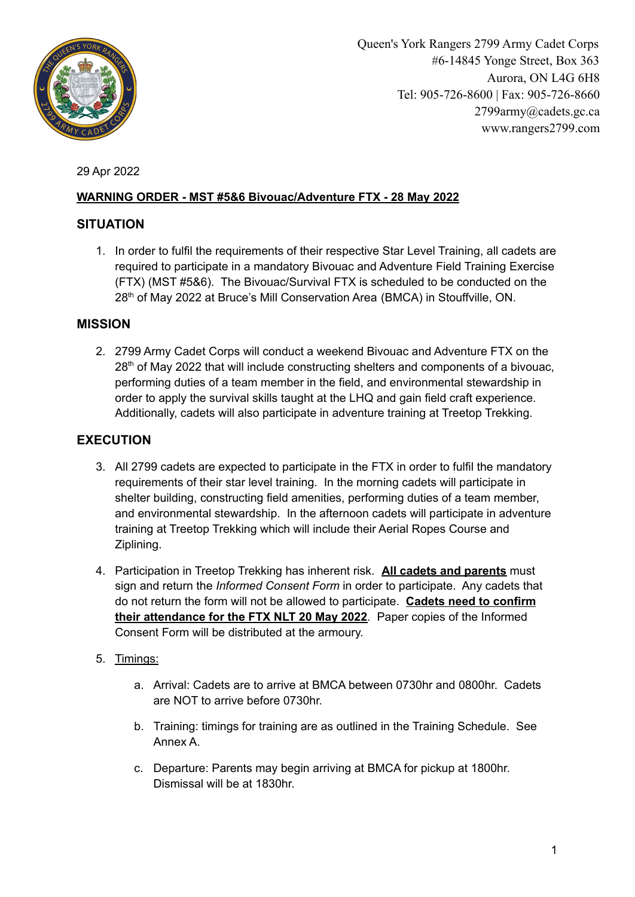Queen's York Rangers 2799 Army Cadet Corps
#6-14845 Yonge Street, Box 363
Aurora, ON L4G 6H8
Tel: 905-726-8600 | Fax: 905-726-8660
2799army@cadets.gc.ca
www.rangers2799.com

29 Apr 2022

**WARNING ORDER - MST #5&6 Bivouac/Adventure FTX - 28 May 2022**

## SITUATION

1. In order to fulfil the requirements of their respective Star Level Training, all cadets are required to participate in a mandatory Bivouac and Adventure Field Training Exercise (FTX) (MST #5&6). The Bivouac/Survival FTX is scheduled to be conducted on the 28th of May 2022 at Bruce's Mill Conservation Area (BMCA) in Stouffville, ON.

## MISSION

2. 2799 Army Cadet Corps will conduct a weekend Bivouac and Adventure FTX on the 28th of May 2022 that will include constructing shelters and components of a bivouac, performing duties of a team member in the field, and environmental stewardship in order to apply the survival skills taught at the LHQ and gain field craft experience. Additionally, cadets will also participate in adventure training at Treetop Trekking.

## EXECUTION

3. All 2799 cadets are expected to participate in the FTX in order to fulfil the mandatory requirements of their star level training. In the morning cadets will participate in shelter building, constructing field amenities, performing duties of a team member, and environmental stewardship. In the afternoon cadets will participate in adventure training at Treetop Trekking which will include their Aerial Ropes Course and Ziplining.

4. Participation in Treetop Trekking has inherent risk. **All cadets and parents** must sign and return the *Informed Consent Form* in order to participate. Any cadets that do not return the form will not be allowed to participate. **Cadets need to confirm their attendance for the FTX NLT 20 May 2022**. Paper copies of the Informed Consent Form will be distributed at the armoury.

5. Timings:

   a. Arrival: Cadets are to arrive at BMCA between 0730hr and 0800hr. Cadets are NOT to arrive before 0730hr.

   b. Training: timings for training are as outlined in the Training Schedule. See Annex A.

   c. Departure: Parents may begin arriving at BMCA for pickup at 1800hr. Dismissal will be at 1830hr.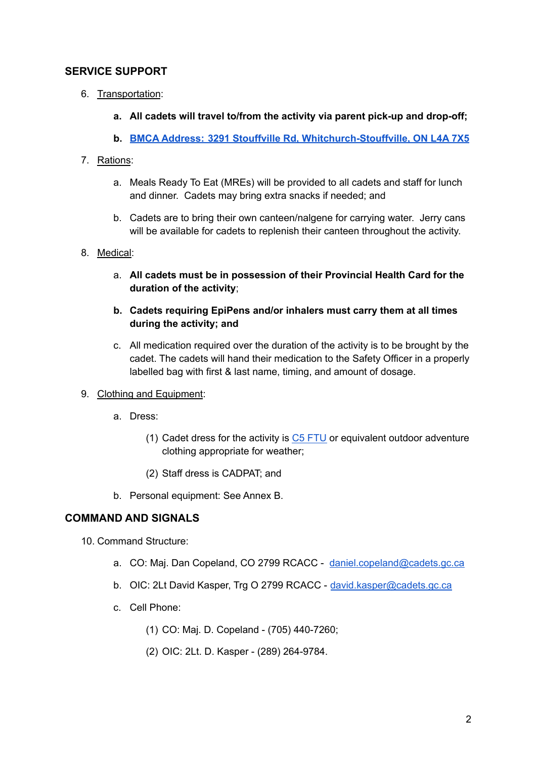## SERVICE SUPPORT

6. Transportation:

   **a. All cadets will travel to/from the activity via parent pick-up and drop-off;**

   **b. BMCA Address: 3291 Stouffville Rd, Whitchurch-Stouffville, ON L4A 7X5**

7. Rations:

   a. Meals Ready To Eat (MREs) will be provided to all cadets and staff for lunch and dinner. Cadets may bring extra snacks if needed; and

   b. Cadets are to bring their own canteen/nalgene for carrying water. Jerry cans will be available for cadets to replenish their canteen throughout the activity.

8. Medical:

   a. **All cadets must be in possession of their Provincial Health Card for the duration of the activity**;

   **b. Cadets requiring EpiPens and/or inhalers must carry them at all times during the activity; and**

   c. All medication required over the duration of the activity is to be brought by the cadet. The cadets will hand their medication to the Safety Officer in a properly labelled bag with first & last name, timing, and amount of dosage.

9. Clothing and Equipment:

   a. Dress:

      (1) Cadet dress for the activity is C5 FTU or equivalent outdoor adventure clothing appropriate for weather;

      (2) Staff dress is CADPAT; and

   b. Personal equipment: See Annex B.

## COMMAND AND SIGNALS

10. Command Structure:

    a. CO: Maj. Dan Copeland, CO 2799 RCACC - daniel.copeland@cadets.gc.ca

    b. OIC: 2Lt David Kasper, Trg O 2799 RCACC - david.kasper@cadets.gc.ca

    c. Cell Phone:

       (1) CO: Maj. D. Copeland - (705) 440-7260;

       (2) OIC: 2Lt. D. Kasper - (289) 264-9784.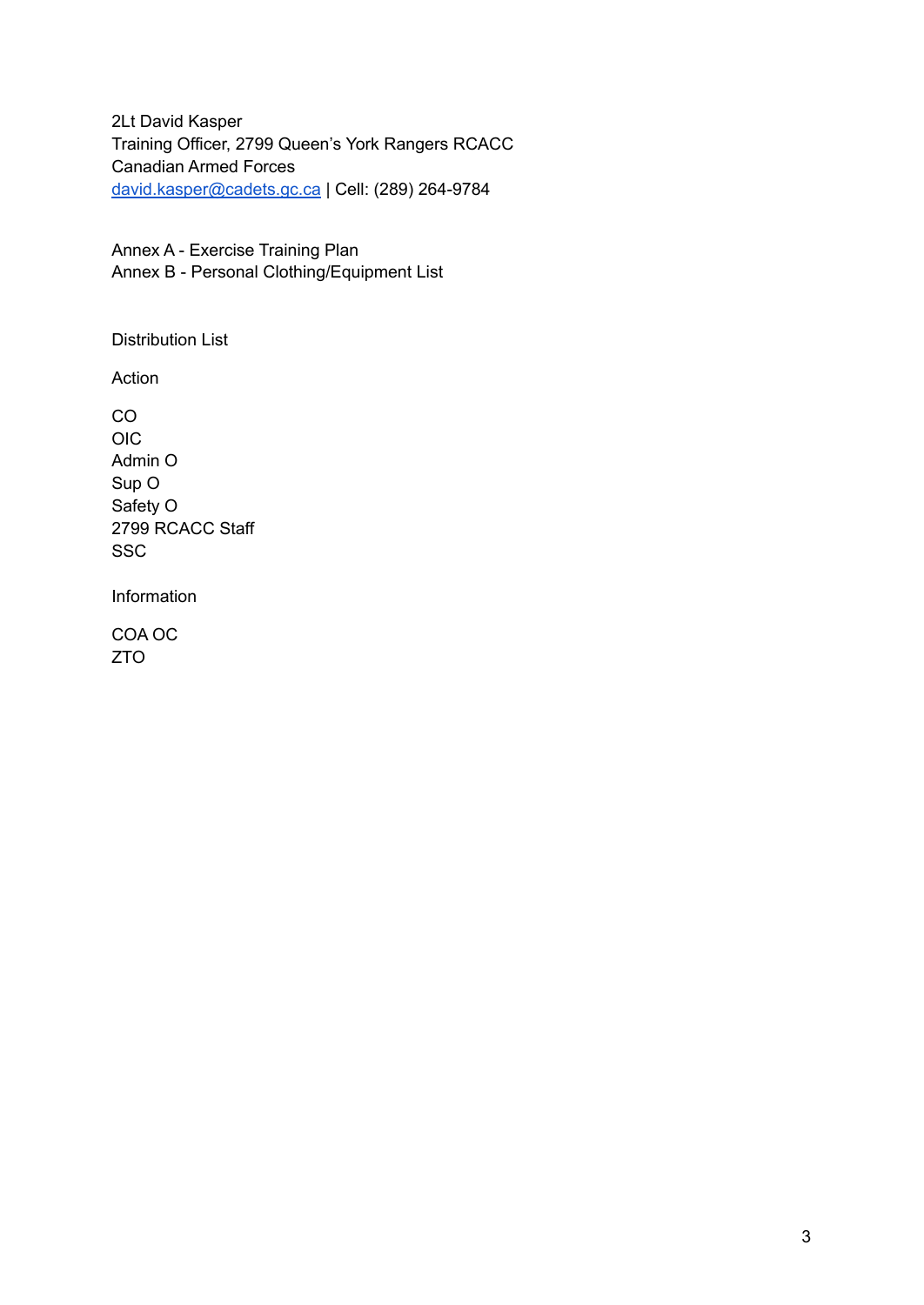2Lt David Kasper
Training Officer, 2799 Queen's York Rangers RCACC
Canadian Armed Forces
[david.kasper@cadets.gc.ca](mailto:david.kasper@cadets.gc.ca) | Cell: (289) 264-9784

Annex A - Exercise Training Plan
Annex B - Personal Clothing/Equipment List

Distribution List

Action

CO
OIC
Admin O
Sup O
Safety O
2799 RCACC Staff
SSC

Information

COA OC
ZTO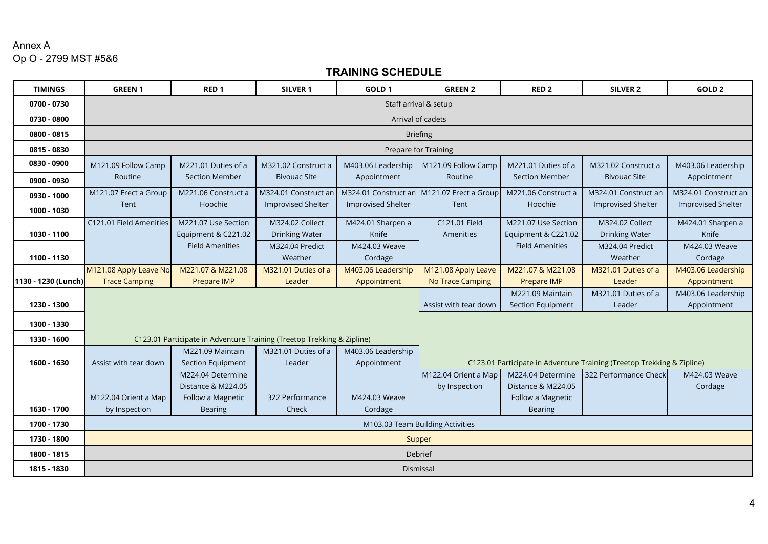Annex A
Op O - 2799 MST #5&6

## TRAINING SCHEDULE

| TIMINGS | GREEN 1 | RED 1 | SILVER 1 | GOLD 1 | GREEN 2 | RED 2 | SILVER 2 | GOLD 2 |
|---|---|---|---|---|---|---|---|---|
| 0700 - 0730 | Staff arrival & setup | | | | | | | |
| 0730 - 0800 | Arrival of cadets | | | | | | | |
| 0800 - 0815 | Briefing | | | | | | | |
| 0815 - 0830 | Prepare for Training | | | | | | | |
| 0830 - 0900 | M121.09 Follow Camp Routine | M221.01 Duties of a Section Member | M321.02 Construct a Bivouac Site | M403.06 Leadership Appointment | M121.09 Follow Camp Routine | M221.01 Duties of a Section Member | M321.02 Construct a Bivouac Site | M403.06 Leadership Appointment |
| 0900 - 0930 | | | | | | | | |
| 0930 - 1000 | M121.07 Erect a Group Tent | M221.06 Construct a Hoochie | M324.01 Construct an Improvised Shelter | M324.01 Construct an Improvised Shelter | M121.07 Erect a Group Tent | M221.06 Construct a Hoochie | M324.01 Construct an Improvised Shelter | M324.01 Construct an Improvised Shelter |
| 1000 - 1030 | | | | | | | | |
| 1030 - 1100 | C121.01 Field Amenities | M221.07 Use Section Equipment & C221.02 Field Amenities | M324.02 Collect Drinking Water | M424.01 Sharpen a Knife | C121.01 Field Amenities | M221.07 Use Section Equipment & C221.02 Field Amenities | M324.02 Collect Drinking Water | M424.01 Sharpen a Knife |
| 1100 - 1130 | | | M324.04 Predict Weather | M424.03 Weave Cordage | | | M324.04 Predict Weather | M424.03 Weave Cordage |
| 1130 - 1230 (Lunch) | M121.08 Apply Leave No Trace Camping | M221.07 & M221.08 Prepare IMP | M321.01 Duties of a Leader | M403.06 Leadership Appointment | M121.08 Apply Leave No Trace Camping | M221.07 & M221.08 Prepare IMP | M321.01 Duties of a Leader | M403.06 Leadership Appointment |
| 1230 - 1300 | C123.01 Participate in Adventure Training (Treetop Trekking & Zipline) | | | | Assist with tear down | M221.09 Maintain Section Equipment | M321.01 Duties of a Leader | M403.06 Leadership Appointment |
| 1300 - 1330 | | | | | C123.01 Participate in Adventure Training (Treetop Trekking & Zipline) | | | |
| 1330 - 1600 | | | | | | | | |
| 1600 - 1630 | Assist with tear down | M221.09 Maintain Section Equipment | M321.01 Duties of a Leader | M403.06 Leadership Appointment | | | | |
| 1630 - 1700 | M122.04 Orient a Map by Inspection | M224.04 Determine Distance & M224.05 Follow a Magnetic Bearing | 322 Performance Check | M424.03 Weave Cordage | M122.04 Orient a Map by Inspection | M224.04 Determine Distance & M224.05 Follow a Magnetic Bearing | 322 Performance Check | M424.03 Weave Cordage |
| 1700 - 1730 | M103.03 Team Building Activities | | | | | | | |
| 1730 - 1800 | Supper | | | | | | | |
| 1800 - 1815 | Debrief | | | | | | | |
| 1815 - 1830 | Dismissal | | | | | | | |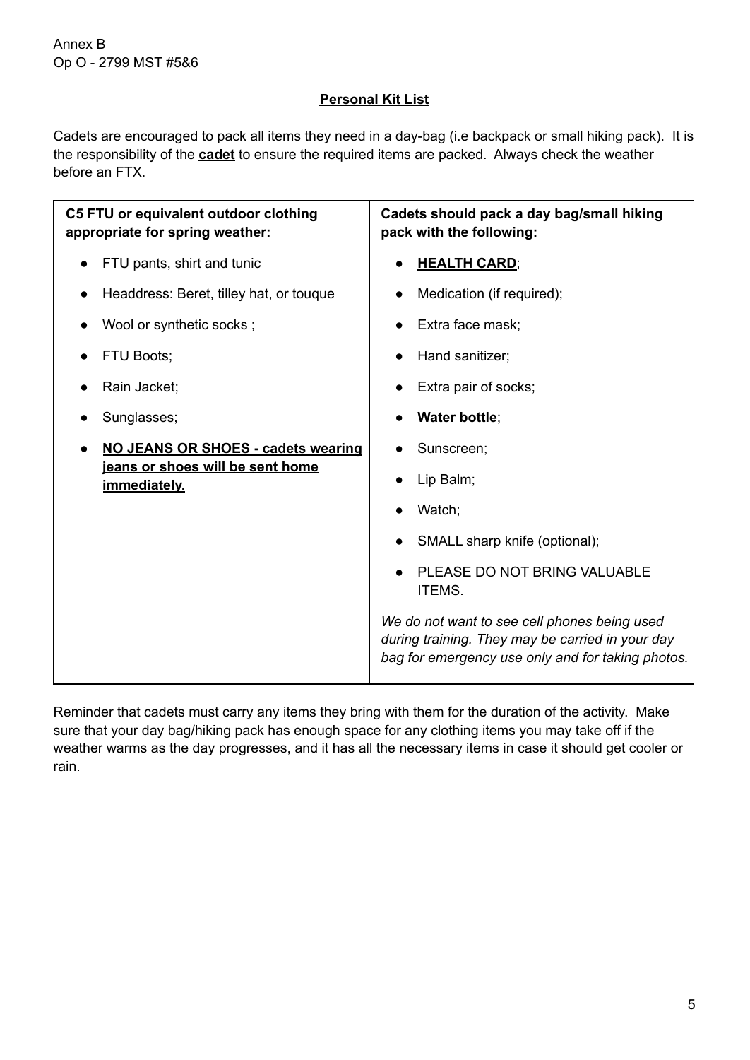Annex B
Op O - 2799 MST #5&6

**Personal Kit List**

Cadets are encouraged to pack all items they need in a day-bag (i.e backpack or small hiking pack). It is the responsibility of the **cadet** to ensure the required items are packed. Always check the weather before an FTX.

| **C5 FTU or equivalent outdoor clothing appropriate for spring weather:** | **Cadets should pack a day bag/small hiking pack with the following:** |
| --- | --- |
| • FTU pants, shirt and tunic<br>• Headdress: Beret, tilley hat, or touque<br>• Wool or synthetic socks ;<br>• FTU Boots;<br>• Rain Jacket;<br>• Sunglasses;<br>• **NO JEANS OR SHOES - cadets wearing jeans or shoes will be sent home immediately.** | • **HEALTH CARD**;<br>• Medication (if required);<br>• Extra face mask;<br>• Hand sanitizer;<br>• Extra pair of socks;<br>• **Water bottle**;<br>• Sunscreen;<br>• Lip Balm;<br>• Watch;<br>• SMALL sharp knife (optional);<br>• PLEASE DO NOT BRING VALUABLE ITEMS.<br><br>*We do not want to see cell phones being used during training. They may be carried in your day bag for emergency use only and for taking photos.* |

Reminder that cadets must carry any items they bring with them for the duration of the activity. Make sure that your day bag/hiking pack has enough space for any clothing items you may take off if the weather warms as the day progresses, and it has all the necessary items in case it should get cooler or rain.